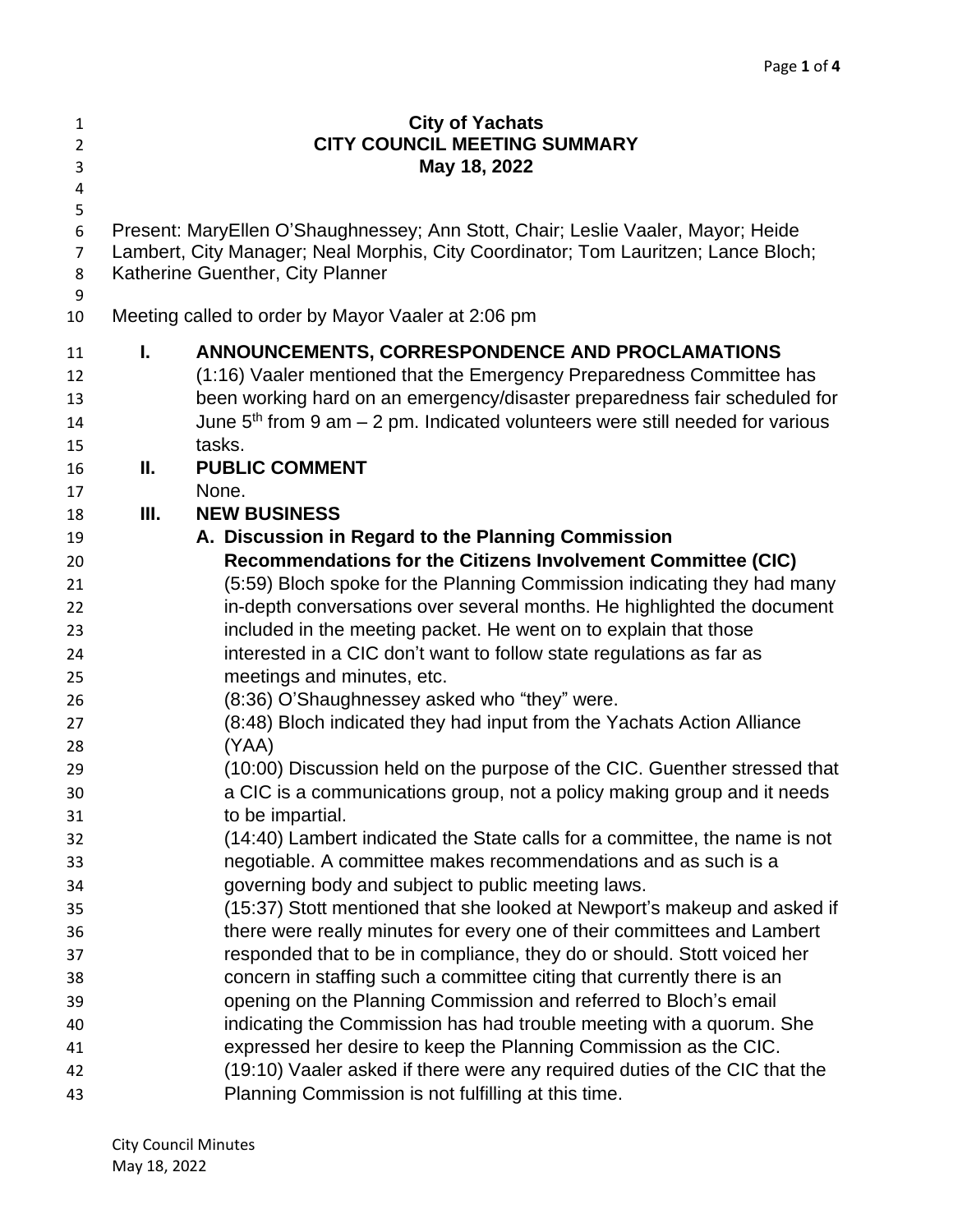# City of Yachats
## CITY COUNCIL MEETING SUMMARY
### May 18, 2022

Present: MaryEllen O'Shaughnessey; Ann Stott, Chair; Leslie Vaaler, Mayor; Heide Lambert, City Manager; Neal Morphis, City Coordinator; Tom Lauritzen; Lance Bloch; Katherine Guenther, City Planner

Meeting called to order by Mayor Vaaler at 2:06 pm

**I. ANNOUNCEMENTS, CORRESPONDENCE AND PROCLAMATIONS**

(1:16) Vaaler mentioned that the Emergency Preparedness Committee has been working hard on an emergency/disaster preparedness fair scheduled for June 5th from 9 am – 2 pm. Indicated volunteers were still needed for various tasks.

**II. PUBLIC COMMENT**

None.

**III. NEW BUSINESS**

**A. Discussion in Regard to the Planning Commission Recommendations for the Citizens Involvement Committee (CIC)**

(5:59) Bloch spoke for the Planning Commission indicating they had many in-depth conversations over several months. He highlighted the document included in the meeting packet. He went on to explain that those interested in a CIC don't want to follow state regulations as far as meetings and minutes, etc.

(8:36) O'Shaughnessey asked who "they" were.

(8:48) Bloch indicated they had input from the Yachats Action Alliance (YAA)

(10:00) Discussion held on the purpose of the CIC. Guenther stressed that a CIC is a communications group, not a policy making group and it needs to be impartial.

(14:40) Lambert indicated the State calls for a committee, the name is not negotiable. A committee makes recommendations and as such is a governing body and subject to public meeting laws.

(15:37) Stott mentioned that she looked at Newport's makeup and asked if there were really minutes for every one of their committees and Lambert responded that to be in compliance, they do or should. Stott voiced her concern in staffing such a committee citing that currently there is an opening on the Planning Commission and referred to Bloch's email indicating the Commission has had trouble meeting with a quorum. She expressed her desire to keep the Planning Commission as the CIC.

(19:10) Vaaler asked if there were any required duties of the CIC that the Planning Commission is not fulfilling at this time.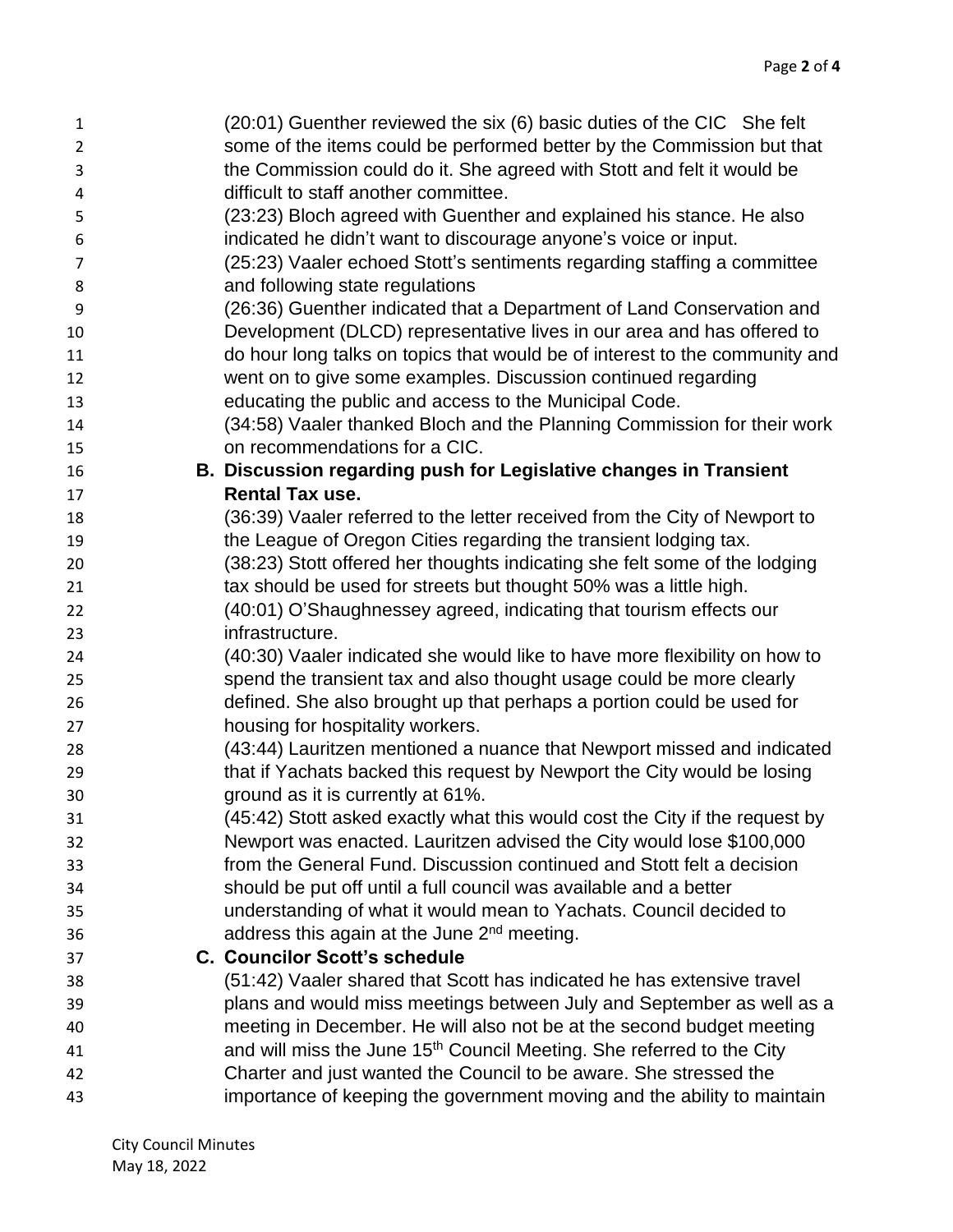(20:01) Guenther reviewed the six (6) basic duties of the CIC She felt some of the items could be performed better by the Commission but that the Commission could do it. She agreed with Stott and felt it would be difficult to staff another committee.

(23:23) Bloch agreed with Guenther and explained his stance. He also indicated he didn't want to discourage anyone's voice or input.

(25:23) Vaaler echoed Stott's sentiments regarding staffing a committee and following state regulations

(26:36) Guenther indicated that a Department of Land Conservation and Development (DLCD) representative lives in our area and has offered to do hour long talks on topics that would be of interest to the community and went on to give some examples. Discussion continued regarding educating the public and access to the Municipal Code.

(34:58) Vaaler thanked Bloch and the Planning Commission for their work on recommendations for a CIC.

**B. Discussion regarding push for Legislative changes in Transient Rental Tax use.**

(36:39) Vaaler referred to the letter received from the City of Newport to the League of Oregon Cities regarding the transient lodging tax.

(38:23) Stott offered her thoughts indicating she felt some of the lodging tax should be used for streets but thought 50% was a little high.

(40:01) O'Shaughnessey agreed, indicating that tourism effects our infrastructure.

(40:30) Vaaler indicated she would like to have more flexibility on how to spend the transient tax and also thought usage could be more clearly defined. She also brought up that perhaps a portion could be used for housing for hospitality workers.

(43:44) Lauritzen mentioned a nuance that Newport missed and indicated that if Yachats backed this request by Newport the City would be losing ground as it is currently at 61%.

(45:42) Stott asked exactly what this would cost the City if the request by Newport was enacted. Lauritzen advised the City would lose $100,000 from the General Fund. Discussion continued and Stott felt a decision should be put off until a full council was available and a better understanding of what it would mean to Yachats. Council decided to address this again at the June 2nd meeting.

**C. Councilor Scott's schedule**

(51:42) Vaaler shared that Scott has indicated he has extensive travel plans and would miss meetings between July and September as well as a meeting in December. He will also not be at the second budget meeting and will miss the June 15th Council Meeting. She referred to the City Charter and just wanted the Council to be aware. She stressed the importance of keeping the government moving and the ability to maintain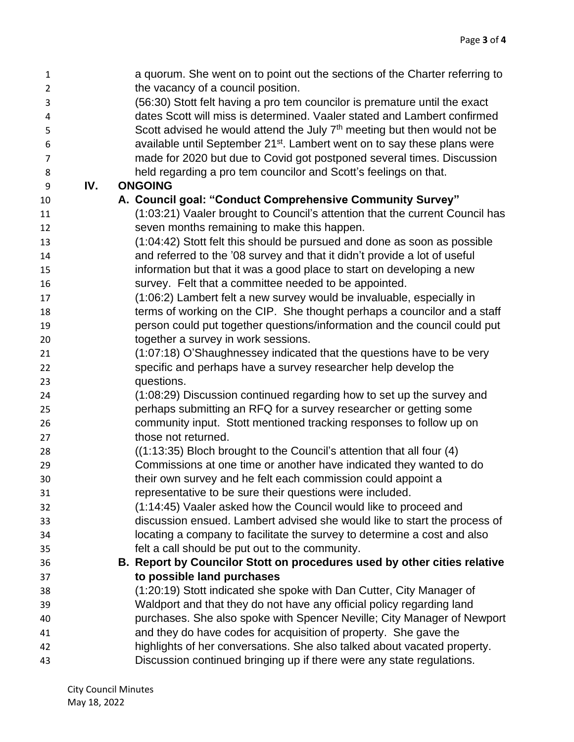a quorum. She went on to point out the sections of the Charter referring to the vacancy of a council position.

(56:30) Stott felt having a pro tem councilor is premature until the exact dates Scott will miss is determined. Vaaler stated and Lambert confirmed Scott advised he would attend the July 7th meeting but then would not be available until September 21st. Lambert went on to say these plans were made for 2020 but due to Covid got postponed several times. Discussion held regarding a pro tem councilor and Scott's feelings on that.

## IV. ONGOING

### A. Council goal: "Conduct Comprehensive Community Survey"

(1:03:21) Vaaler brought to Council's attention that the current Council has seven months remaining to make this happen.

(1:04:42) Stott felt this should be pursued and done as soon as possible and referred to the '08 survey and that it didn't provide a lot of useful information but that it was a good place to start on developing a new survey. Felt that a committee needed to be appointed.

(1:06:2) Lambert felt a new survey would be invaluable, especially in terms of working on the CIP. She thought perhaps a councilor and a staff person could put together questions/information and the council could put together a survey in work sessions.

(1:07:18) O'Shaughnessey indicated that the questions have to be very specific and perhaps have a survey researcher help develop the questions.

(1:08:29) Discussion continued regarding how to set up the survey and perhaps submitting an RFQ for a survey researcher or getting some community input. Stott mentioned tracking responses to follow up on those not returned.

((1:13:35) Bloch brought to the Council's attention that all four (4) Commissions at one time or another have indicated they wanted to do their own survey and he felt each commission could appoint a representative to be sure their questions were included.

(1:14:45) Vaaler asked how the Council would like to proceed and discussion ensued. Lambert advised she would like to start the process of locating a company to facilitate the survey to determine a cost and also felt a call should be put out to the community.

### B. Report by Councilor Stott on procedures used by other cities relative to possible land purchases

(1:20:19) Stott indicated she spoke with Dan Cutter, City Manager of Waldport and that they do not have any official policy regarding land purchases. She also spoke with Spencer Neville; City Manager of Newport and they do have codes for acquisition of property. She gave the highlights of her conversations. She also talked about vacated property. Discussion continued bringing up if there were any state regulations.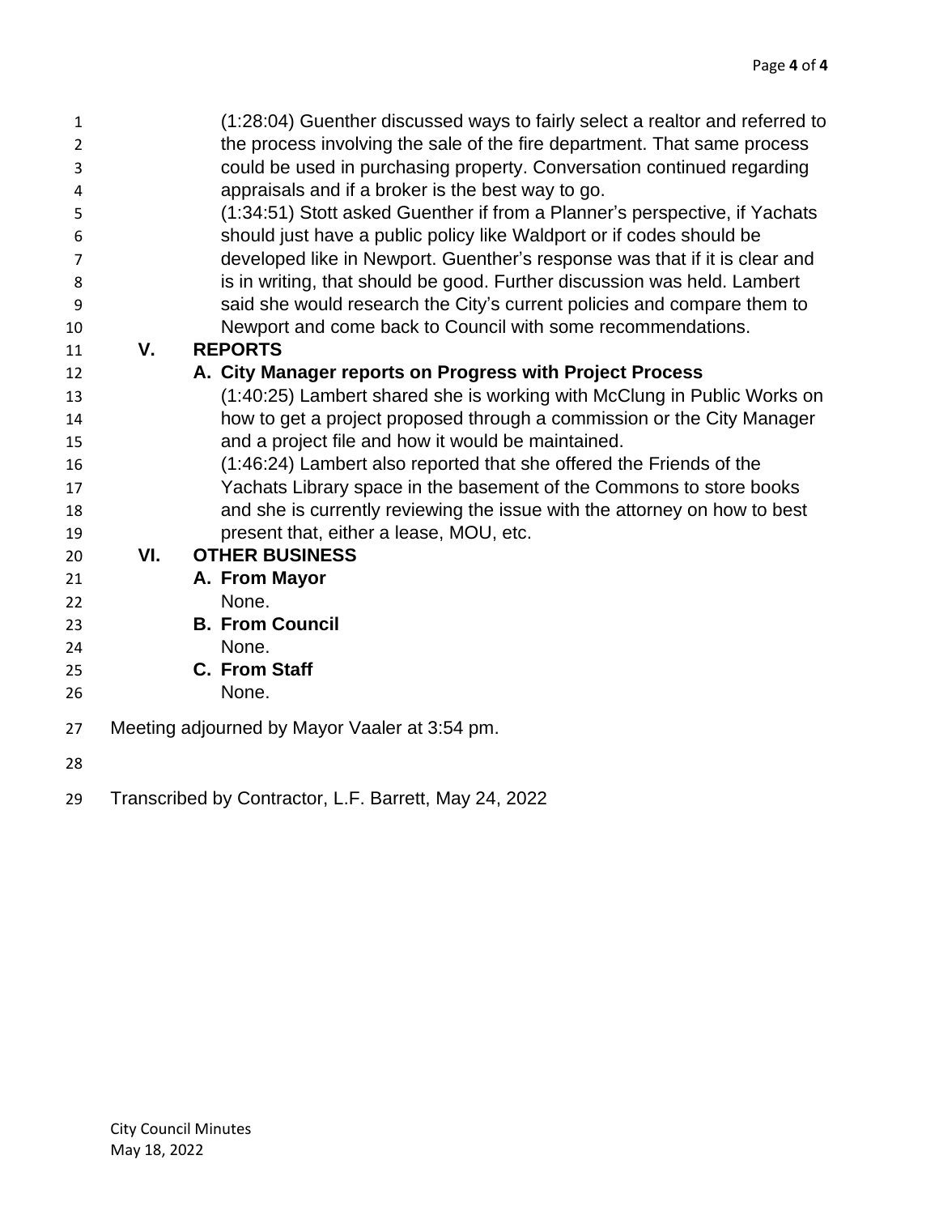(1:28:04) Guenther discussed ways to fairly select a realtor and referred to the process involving the sale of the fire department. That same process could be used in purchasing property. Conversation continued regarding appraisals and if a broker is the best way to go.

(1:34:51) Stott asked Guenther if from a Planner's perspective, if Yachats should just have a public policy like Waldport or if codes should be developed like in Newport. Guenther's response was that if it is clear and is in writing, that should be good. Further discussion was held. Lambert said she would research the City's current policies and compare them to Newport and come back to Council with some recommendations.

## V. REPORTS

### A. City Manager reports on Progress with Project Process

(1:40:25) Lambert shared she is working with McClung in Public Works on how to get a project proposed through a commission or the City Manager and a project file and how it would be maintained.

(1:46:24) Lambert also reported that she offered the Friends of the Yachats Library space in the basement of the Commons to store books and she is currently reviewing the issue with the attorney on how to best present that, either a lease, MOU, etc.

## VI. OTHER BUSINESS

### A. From Mayor

None.

### B. From Council

None.

### C. From Staff

None.

Meeting adjourned by Mayor Vaaler at 3:54 pm.

Transcribed by Contractor, L.F. Barrett, May 24, 2022